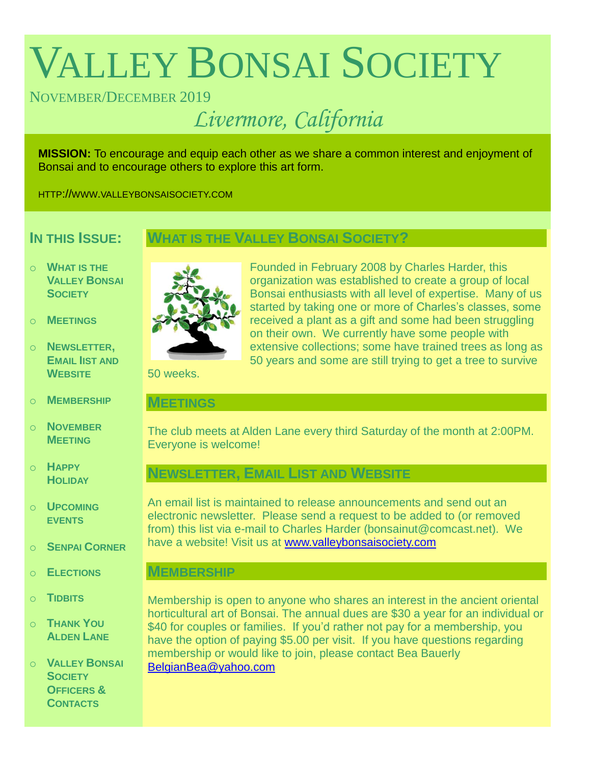# VALLEY BONSAI SOCIETY

NOVEMBER/DECEMBER 2019

*Livermore, California*

**MISSION:** To encourage and equip each other as we share a common interest and enjoyment of Bonsai and to encourage others to explore this art form.

HTTP://WWW.VALLEYBONSAISOCIETY.COM

## IN THIS ISSUE:

- WHAT IS THE VALLEY BONSAI SOCIETY
- MEETINGS
- NEWSLETTER, EMAIL lIST AND WEBSITE
- MEMBERSHIP
- NOVEMBER MEETING
- HAPPY HOLIDAY
- UPCOMING EVENTS
- SENPAI CORNER
- ELECTIONS
- TIDBITS
- THANK YOU ALDEN LANE
- VALLEY BONSAI SOCIETY OFFICERS & CONTACTS

## WHAT IS THE VALLEY BONSAI SOCIETY?

Founded in February 2008 by Charles Harder, this organization was established to create a group of local Bonsai enthusiasts with all level of expertise. Many of us started by taking one or more of Charles's classes, some received a plant as a gift and some had been struggling on their own. We currently have some people with extensive collections; some have trained trees as long as 50 years and some are still trying to get a tree to survive 50 weeks.

## MEETINGS

The club meets at Alden Lane every third Saturday of the month at 2:00PM. Everyone is welcome!

## NEWSLETTER, EMAIL LIST AND WEBSITE

An email list is maintained to release announcements and send out an electronic newsletter. Please send a request to be added to (or removed from) this list via e-mail to Charles Harder (bonsainut@comcast.net). We have a website! Visit us at www.valleybonsaisociety.com

## MEMBERSHIP

Membership is open to anyone who shares an interest in the ancient oriental horticultural art of Bonsai. The annual dues are $30 a year for an individual or $40 for couples or families. If you'd rather not pay for a membership, you have the option of paying $5.00 per visit. If you have questions regarding membership or would like to join, please contact Bea Bauerly BelgianBea@yahoo.com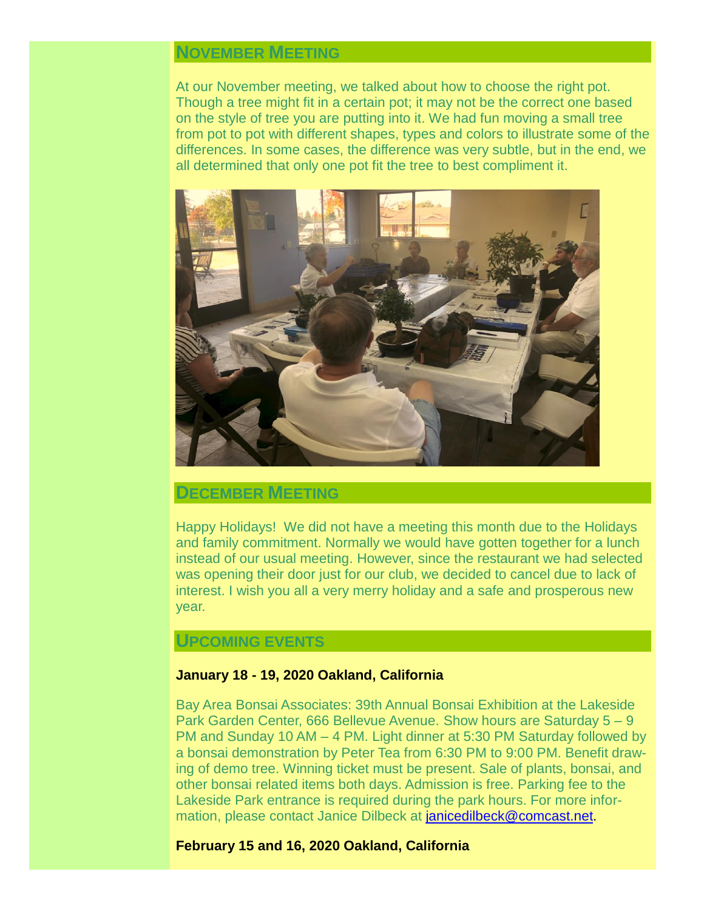## NOVEMBER MEETING

At our November meeting, we talked about how to choose the right pot. Though a tree might fit in a certain pot; it may not be the correct one based on the style of tree you are putting into it. We had fun moving a small tree from pot to pot with different shapes, types and colors to illustrate some of the differences. In some cases, the difference was very subtle, but in the end, we all determined that only one pot fit the tree to best compliment it.

## DECEMBER MEETING

Happy Holidays! We did not have a meeting this month due to the Holidays and family commitment. Normally we would have gotten together for a lunch instead of our usual meeting. However, since the restaurant we had selected was opening their door just for our club, we decided to cancel due to lack of interest. I wish you all a very merry holiday and a safe and prosperous new year.

## UPCOMING EVENTS

**January 18 - 19, 2020 Oakland, California**

Bay Area Bonsai Associates: 39th Annual Bonsai Exhibition at the Lakeside Park Garden Center, 666 Bellevue Avenue. Show hours are Saturday 5 – 9 PM and Sunday 10 AM – 4 PM. Light dinner at 5:30 PM Saturday followed by a bonsai demonstration by Peter Tea from 6:30 PM to 9:00 PM. Benefit drawing of demo tree. Winning ticket must be present. Sale of plants, bonsai, and other bonsai related items both days. Admission is free. Parking fee to the Lakeside Park entrance is required during the park hours. For more information, please contact Janice Dilbeck at janicedilbeck@comcast.net.

**February 15 and 16, 2020 Oakland, California**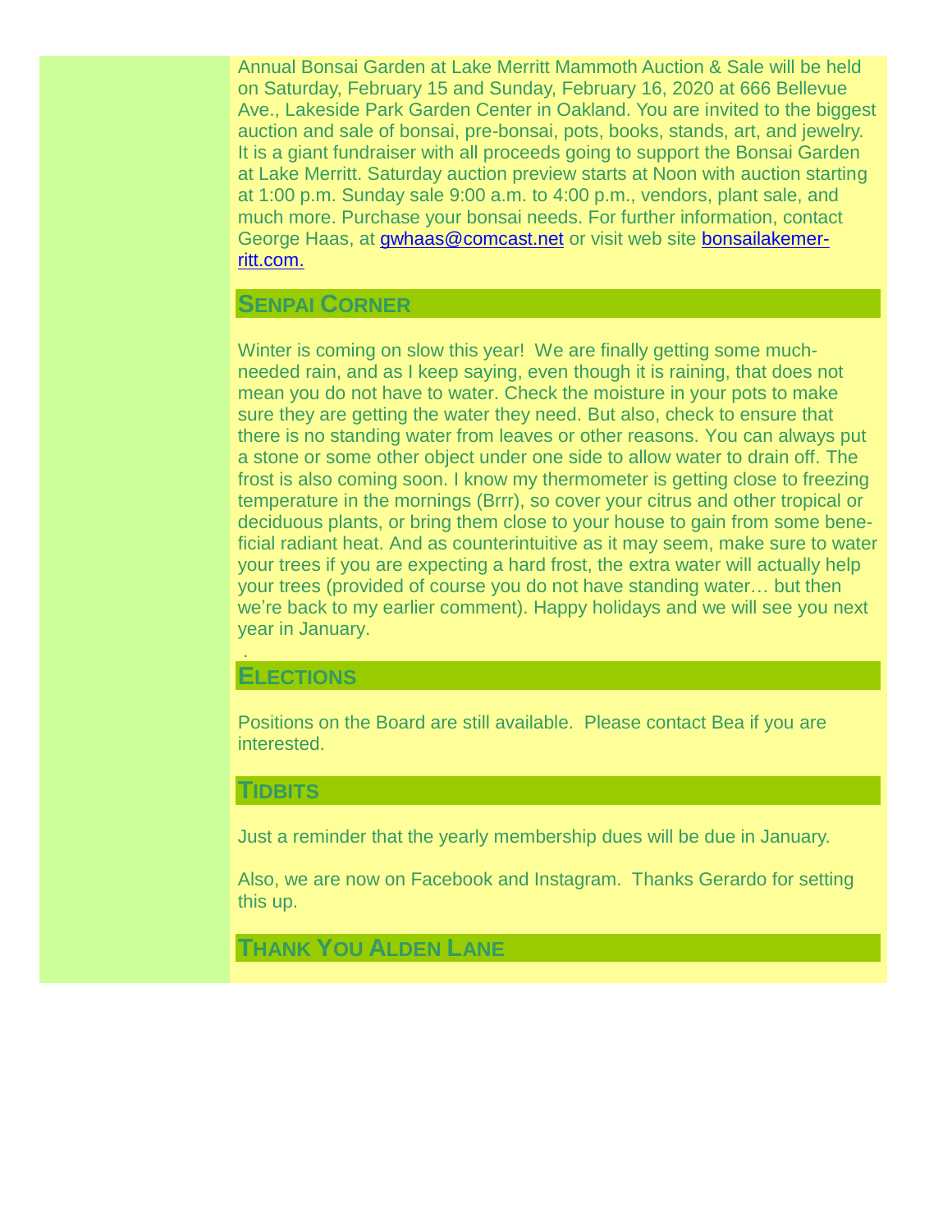Annual Bonsai Garden at Lake Merritt Mammoth Auction & Sale will be held on Saturday, February 15 and Sunday, February 16, 2020 at 666 Bellevue Ave., Lakeside Park Garden Center in Oakland. You are invited to the biggest auction and sale of bonsai, pre-bonsai, pots, books, stands, art, and jewelry. It is a giant fundraiser with all proceeds going to support the Bonsai Garden at Lake Merritt. Saturday auction preview starts at Noon with auction starting at 1:00 p.m. Sunday sale 9:00 a.m. to 4:00 p.m., vendors, plant sale, and much more. Purchase your bonsai needs. For further information, contact George Haas, at gwhaas@comcast.net or visit web site bonsailakemerritt.com.

## SENPAI CORNER

Winter is coming on slow this year! We are finally getting some much-needed rain, and as I keep saying, even though it is raining, that does not mean you do not have to water. Check the moisture in your pots to make sure they are getting the water they need. But also, check to ensure that there is no standing water from leaves or other reasons. You can always put a stone or some other object under one side to allow water to drain off. The frost is also coming soon. I know my thermometer is getting close to freezing temperature in the mornings (Brrr), so cover your citrus and other tropical or deciduous plants, or bring them close to your house to gain from some beneficial radiant heat. And as counterintuitive as it may seem, make sure to water your trees if you are expecting a hard frost, the extra water will actually help your trees (provided of course you do not have standing water… but then we're back to my earlier comment). Happy holidays and we will see you next year in January.

## ELECTIONS

Positions on the Board are still available. Please contact Bea if you are interested.

## TIDBITS

Just a reminder that the yearly membership dues will be due in January.

Also, we are now on Facebook and Instagram. Thanks Gerardo for setting this up.

## THANK YOU ALDEN LANE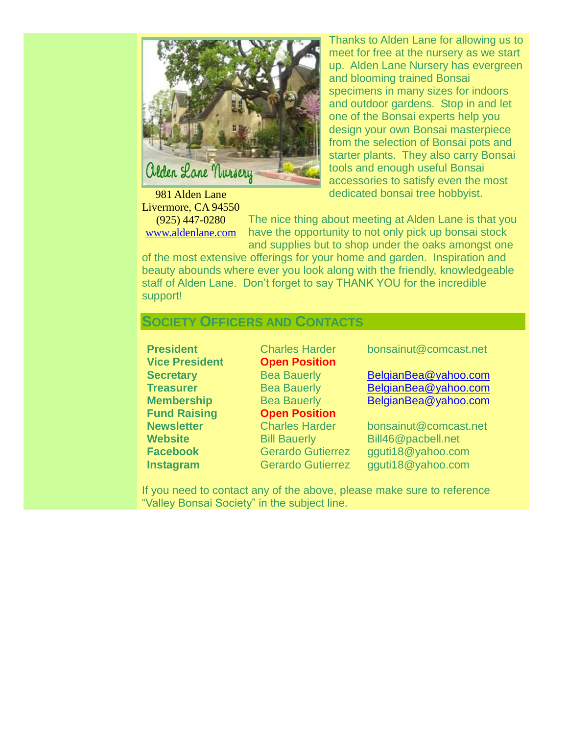981 Alden Lane
Livermore, CA 94550
(925) 447-0280
www.aldenlane.com

Thanks to Alden Lane for allowing us to meet for free at the nursery as we start up. Alden Lane Nursery has evergreen and blooming trained Bonsai specimens in many sizes for indoors and outdoor gardens. Stop in and let one of the Bonsai experts help you design your own Bonsai masterpiece from the selection of Bonsai pots and starter plants. They also carry Bonsai tools and enough useful Bonsai accessories to satisfy even the most dedicated bonsai tree hobbyist.

The nice thing about meeting at Alden Lane is that you have the opportunity to not only pick up bonsai stock and supplies but to shop under the oaks amongst one of the most extensive offerings for your home and garden. Inspiration and beauty abounds where ever you look along with the friendly, knowledgeable staff of Alden Lane. Don't forget to say THANK YOU for the incredible support!

## Society Officers and Contacts

| | | |
|---|---|---|
| **President** | Charles Harder | bonsainut@comcast.net |
| **Vice President** | **Open Position** | |
| **Secretary** | Bea Bauerly | BelgianBea@yahoo.com |
| **Treasurer** | Bea Bauerly | BelgianBea@yahoo.com |
| **Membership** | Bea Bauerly | BelgianBea@yahoo.com |
| **Fund Raising** | **Open Position** | |
| **Newsletter** | Charles Harder | bonsainut@comcast.net |
| **Website** | Bill Bauerly | Bill46@pacbell.net |
| **Facebook** | Gerardo Gutierrez | gguti18@yahoo.com |
| **Instagram** | Gerardo Gutierrez | gguti18@yahoo.com |

If you need to contact any of the above, please make sure to reference "Valley Bonsai Society" in the subject line.